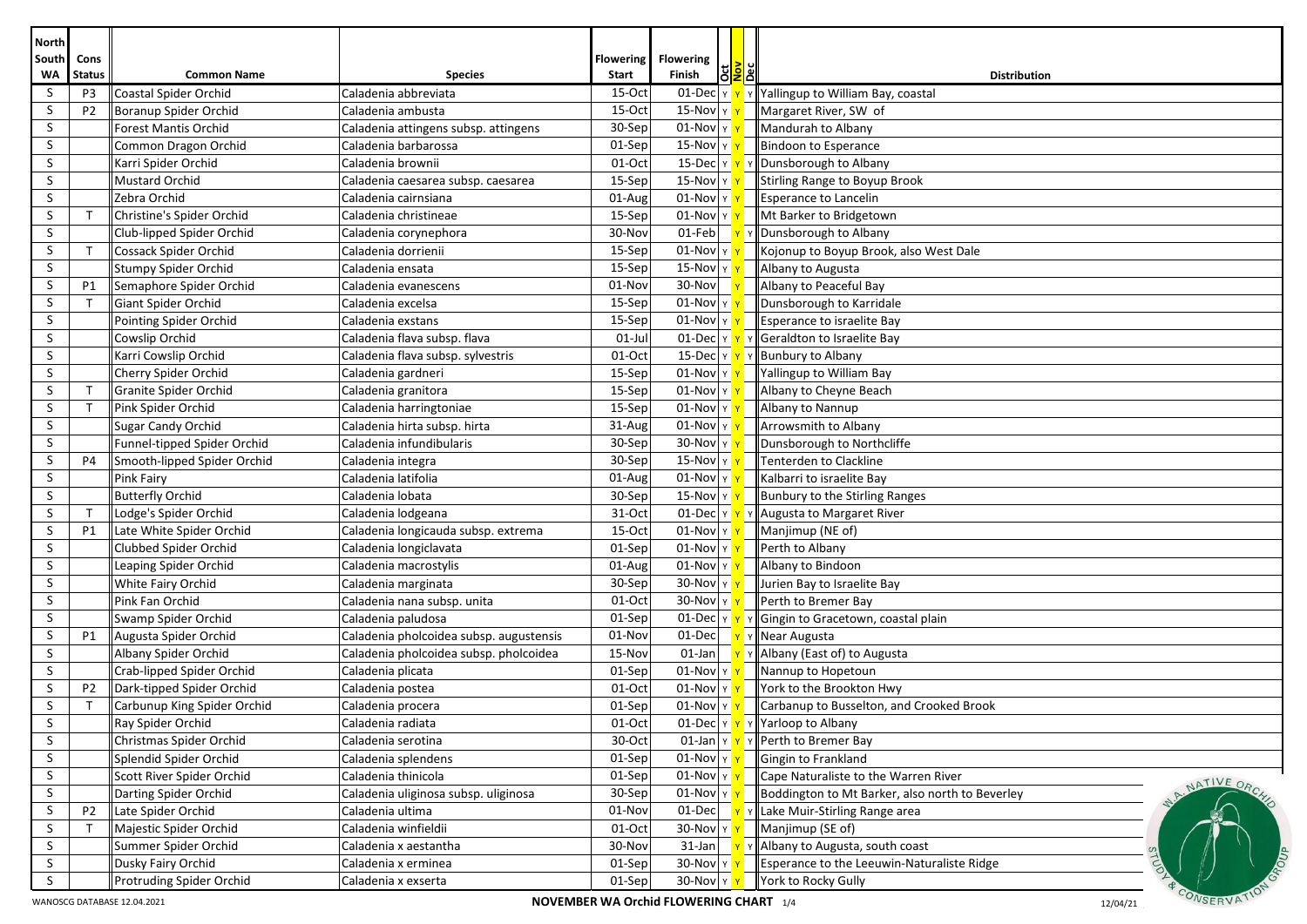| North South WA | Cons Status | Common Name | Species | Flowering Start | Flowering Finish | Oct | Nov | Dec | Distribution |
|---|---|---|---|---|---|---|---|---|---|
| S | P3 | Coastal Spider Orchid | Caladenia abbreviata | 15-Oct | 01-Dec | Y | Y | Y | Yallingup to William Bay, coastal |
| S | P2 | Boranup Spider Orchid | Caladenia ambusta | 15-Oct | 15-Nov | Y | Y | | Margaret River, SW of |
| S | | Forest Mantis Orchid | Caladenia attingens subsp. attingens | 30-Sep | 01-Nov | Y | Y | | Mandurah to Albany |
| S | | Common Dragon Orchid | Caladenia barbarossa | 01-Sep | 15-Nov | Y | Y | | Bindoon to Esperance |
| S | | Karri Spider Orchid | Caladenia brownii | 01-Oct | 15-Dec | Y | Y | Y | Dunsborough to Albany |
| S | | Mustard Orchid | Caladenia caesarea subsp. caesarea | 15-Sep | 15-Nov | Y | Y | | Stirling Range to Boyup Brook |
| S | | Zebra Orchid | Caladenia cairnsiana | 01-Aug | 01-Nov | Y | Y | | Esperance to Lancelin |
| S | T | Christine's Spider Orchid | Caladenia christineae | 15-Sep | 01-Nov | Y | Y | | Mt Barker to Bridgetown |
| S | | Club-lipped Spider Orchid | Caladenia corynephora | 30-Nov | 01-Feb | | Y | Y | Dunsborough to Albany |
| S | T | Cossack Spider Orchid | Caladenia dorrienii | 15-Sep | 01-Nov | Y | Y | | Kojonup to Boyup Brook, also West Dale |
| S | | Stumpy Spider Orchid | Caladenia ensata | 15-Sep | 15-Nov | Y | Y | | Albany to Augusta |
| S | P1 | Semaphore Spider Orchid | Caladenia evanescens | 01-Nov | 30-Nov | | Y | | Albany to Peaceful Bay |
| S | T | Giant Spider Orchid | Caladenia excelsa | 15-Sep | 01-Nov | Y | Y | | Dunsborough to Karridale |
| S | | Pointing Spider Orchid | Caladenia exstans | 15-Sep | 01-Nov | Y | Y | | Esperance to israelite Bay |
| S | | Cowslip Orchid | Caladenia flava subsp. flava | 01-Jul | 01-Dec | Y | Y | Y | Geraldton to Israelite Bay |
| S | | Karri Cowslip Orchid | Caladenia flava subsp. sylvestris | 01-Oct | 15-Dec | Y | Y | Y | Bunbury to Albany |
| S | | Cherry Spider Orchid | Caladenia gardneri | 15-Sep | 01-Nov | Y | Y | | Yallingup to William Bay |
| S | T | Granite Spider Orchid | Caladenia granitora | 15-Sep | 01-Nov | Y | Y | | Albany to Cheyne Beach |
| S | T | Pink Spider Orchid | Caladenia harringtoniae | 15-Sep | 01-Nov | Y | Y | | Albany to Nannup |
| S | | Sugar Candy Orchid | Caladenia hirta subsp. hirta | 31-Aug | 01-Nov | Y | Y | | Arrowsmith to Albany |
| S | | Funnel-tipped Spider Orchid | Caladenia infundibularis | 30-Sep | 30-Nov | Y | Y | | Dunsborough to Northcliffe |
| S | P4 | Smooth-lipped Spider Orchid | Caladenia integra | 30-Sep | 15-Nov | Y | Y | | Tenterden to Clackline |
| S | | Pink Fairy | Caladenia latifolia | 01-Aug | 01-Nov | Y | Y | | Kalbarri to israelite Bay |
| S | | Butterfly Orchid | Caladenia lobata | 30-Sep | 15-Nov | Y | Y | | Bunbury to the Stirling Ranges |
| S | T | Lodge's Spider Orchid | Caladenia lodgeana | 31-Oct | 01-Dec | Y | Y | Y | Augusta to Margaret River |
| S | P1 | Late White Spider Orchid | Caladenia longicauda subsp. extrema | 15-Oct | 01-Nov | Y | Y | | Manjimup (NE of) |
| S | | Clubbed Spider Orchid | Caladenia longiclavata | 01-Sep | 01-Nov | Y | Y | | Perth to Albany |
| S | | Leaping Spider Orchid | Caladenia macrostylis | 01-Aug | 01-Nov | Y | Y | | Albany to Bindoon |
| S | | White Fairy Orchid | Caladenia marginata | 30-Sep | 30-Nov | Y | Y | | Jurien Bay to Israelite Bay |
| S | | Pink Fan Orchid | Caladenia nana subsp. unita | 01-Oct | 30-Nov | Y | Y | | Perth to Bremer Bay |
| S | | Swamp Spider Orchid | Caladenia paludosa | 01-Sep | 01-Dec | Y | Y | Y | Gingin to Gracetown, coastal plain |
| S | P1 | Augusta Spider Orchid | Caladenia phlcoidea subsp. augustensis | 01-Nov | 01-Dec | | Y | Y | Near Augusta |
| S | | Albany Spider Orchid | Caladenia phlcoidea subsp. phlcoidea | 15-Nov | 01-Jan | | Y | Y | Albany (East of) to Augusta |
| S | | Crab-lipped Spider Orchid | Caladenia plicata | 01-Sep | 01-Nov | Y | Y | | Nannup to Hopetoun |
| S | P2 | Dark-tipped Spider Orchid | Caladenia postea | 01-Oct | 01-Nov | Y | Y | | York to the Brookton Hwy |
| S | T | Carbunup King Spider Orchid | Caladenia procera | 01-Sep | 01-Nov | Y | Y | | Carbanup to Busselton, and Crooked Brook |
| S | | Ray Spider Orchid | Caladenia radiata | 01-Oct | 01-Dec | Y | Y | Y | Yarloop to Albany |
| S | | Christmas Spider Orchid | Caladenia serotina | 30-Oct | 01-Jan | Y | Y | Y | Perth to Bremer Bay |
| S | | Splendid Spider Orchid | Caladenia splendens | 01-Sep | 01-Nov | Y | Y | | Gingin to Frankland |
| S | | Scott River Spider Orchid | Caladenia thinicola | 01-Sep | 01-Nov | Y | Y | | Cape Naturaliste to the Warren River |
| S | | Darting Spider Orchid | Caladenia uliginosa subsp. uliginosa | 30-Sep | 01-Nov | Y | Y | | Boddington to Mt Barker, also north to Beverley |
| S | P2 | Late Spider Orchid | Caladenia ultima | 01-Nov | 01-Dec | | Y | Y | Lake Muir-Stirling Range area |
| S | T | Majestic Spider Orchid | Caladenia winfieldii | 01-Oct | 30-Nov | Y | Y | | Manjimup (SE of) |
| S | | Summer Spider Orchid | Caladenia x aestantha | 30-Nov | 31-Jan | | Y | Y | Albany to Augusta, south coast |
| S | | Dusky Fairy Orchid | Caladenia x erminea | 01-Sep | 30-Nov | Y | Y | | Esperance to the Leeuwin-Naturaliste Ridge |
| S | | Protruding Spider Orchid | Caladenia x exserta | 01-Sep | 30-Nov | Y | Y | | York to Rocky Gully |

WANOSCG DATABASE 12.04.2021 **NOVEMBER WA Orchid FLOWERING CHART** 12/04/21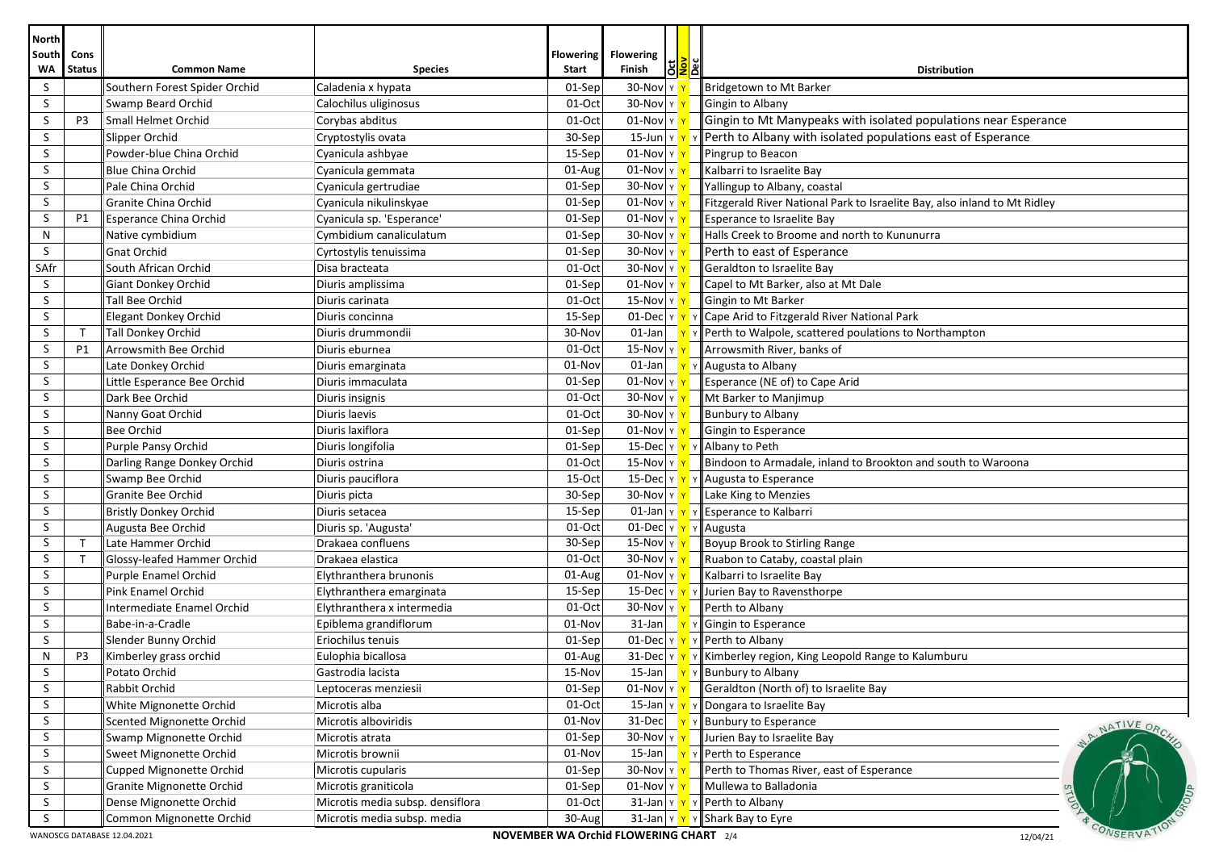| North South WA | Cons Status | Common Name | Species | Flowering Start | Flowering Finish | Oct | Nov | Dec | Distribution |
|---|---|---|---|---|---|---|---|---|---|
| S | | Southern Forest Spider Orchid | Caladenia x hypata | 01-Sep | 30-Nov | Y | Y | | Bridgetown to Mt Barker |
| S | | Swamp Beard Orchid | Calochilus uliginosus | 01-Oct | 30-Nov | Y | Y | | Gingin to Albany |
| S | P3 | Small Helmet Orchid | Corybas abditus | 01-Oct | 01-Nov | Y | Y | | Gingin to Mt Manypeaks with isolated populations near Esperance |
| S | | Slipper Orchid | Cryptostylis ovata | 30-Sep | 15-Jun | Y | Y | Y | Perth to Albany with isolated populations east of Esperance |
| S | | Powder-blue China Orchid | Cyanicula ashbyae | 15-Sep | 01-Nov | Y | Y | | Pingrup to Beacon |
| S | | Blue China Orchid | Cyanicula gemmata | 01-Aug | 01-Nov | Y | Y | | Kalbarri to Israelite Bay |
| S | | Pale China Orchid | Cyanicula gertrudiae | 01-Sep | 30-Nov | Y | Y | | Yallingup to Albany, coastal |
| S | | Granite China Orchid | Cyanicula nikulinskyae | 01-Sep | 01-Nov | Y | Y | | Fitzgerald River National Park to Israelite Bay, also inland to Mt Ridley |
| S | P1 | Esperance China Orchid | Cyanicula sp. 'Esperance' | 01-Sep | 01-Nov | Y | Y | | Esperance to Israelite Bay |
| N | | Native cymbidium | Cymbidium canaliculatum | 01-Sep | 30-Nov | Y | Y | | Halls Creek to Broome and north to Kununurra |
| S | | Gnat Orchid | Cyrtostylis tenuissima | 01-Sep | 30-Nov | Y | Y | | Perth to east of Esperance |
| SAfr | | South African Orchid | Disa bracteata | 01-Oct | 30-Nov | Y | Y | | Geraldton to Israelite Bay |
| S | | Giant Donkey Orchid | Diuris amplissima | 01-Sep | 01-Nov | Y | Y | | Capel to Mt Barker, also at Mt Dale |
| S | | Tall Bee Orchid | Diuris carinata | 01-Oct | 15-Nov | Y | Y | | Gingin to Mt Barker |
| S | | Elegant Donkey Orchid | Diuris concinna | 15-Sep | 01-Dec | Y | Y | Y | Cape Arid to Fitzgerald River National Park |
| S | T | Tall Donkey Orchid | Diuris drummondii | 30-Nov | 01-Jan | | Y | Y | Perth to Walpole, scattered poulations to Northampton |
| S | P1 | Arrowsmith Bee Orchid | Diuris eburnea | 01-Oct | 15-Nov | Y | Y | | Arrowsmith River, banks of |
| S | | Late Donkey Orchid | Diuris emarginata | 01-Nov | 01-Jan | | Y | Y | Augusta to Albany |
| S | | Little Esperance Bee Orchid | Diuris immaculata | 01-Sep | 01-Nov | Y | Y | | Esperance (NE of) to Cape Arid |
| S | | Dark Bee Orchid | Diuris insignis | 01-Oct | 30-Nov | Y | Y | | Mt Barker to Manjimup |
| S | | Nanny Goat Orchid | Diuris laevis | 01-Oct | 30-Nov | Y | Y | | Bunbury to Albany |
| S | | Bee Orchid | Diuris laxiflora | 01-Sep | 01-Nov | Y | Y | | Gingin to Esperance |
| S | | Purple Pansy Orchid | Diuris longifolia | 01-Sep | 15-Dec | Y | Y | Y | Albany to Peth |
| S | | Darling Range Donkey Orchid | Diuris ostrina | 01-Oct | 15-Nov | Y | Y | | Bindoon to Armadale, inland to Brookton and south to Waroona |
| S | | Swamp Bee Orchid | Diuris pauciflora | 15-Oct | 15-Dec | Y | Y | Y | Augusta to Esperance |
| S | | Granite Bee Orchid | Diuris picta | 30-Sep | 30-Nov | Y | Y | | Lake King to Menzies |
| S | | Bristly Donkey Orchid | Diuris setacea | 15-Sep | 01-Jan | Y | Y | Y | Esperance to Kalbarri |
| S | | Augusta Bee Orchid | Diuris sp. 'Augusta' | 01-Oct | 01-Dec | Y | Y | Y | Augusta |
| S | T | Late Hammer Orchid | Drakaea confluens | 30-Sep | 15-Nov | Y | Y | | Boyup Brook to Stirling Range |
| S | T | Glossy-leafed Hammer Orchid | Drakaea elastica | 01-Oct | 30-Nov | Y | Y | | Ruabon to Cataby, coastal plain |
| S | | Purple Enamel Orchid | Elythranthera brunonis | 01-Aug | 01-Nov | Y | Y | | Kalbarri to Israelite Bay |
| S | | Pink Enamel Orchid | Elythranthera emarginata | 15-Sep | 15-Dec | Y | Y | Y | Jurien Bay to Ravensthorpe |
| S | | Intermediate Enamel Orchid | Elythranthera x intermedia | 01-Oct | 30-Nov | Y | Y | | Perth to Albany |
| S | | Babe-in-a-Cradle | Epiblema grandiflorum | 01-Nov | 31-Jan | | Y | Y | Gingin to Esperance |
| S | | Slender Bunny Orchid | Eriochilus tenuis | 01-Sep | 01-Dec | Y | Y | Y | Perth to Albany |
| N | P3 | Kimberley grass orchid | Eulophia bicallosa | 01-Aug | 31-Dec | Y | Y | Y | Kimberley region, King Leopold Range to Kalumburu |
| S | | Potato Orchid | Gastrodia lacista | 15-Nov | 15-Jan | | Y | Y | Bunbury to Albany |
| S | | Rabbit Orchid | Leptoceras menziesii | 01-Sep | 01-Nov | Y | Y | | Geraldton (North of) to Israelite Bay |
| S | | White Mignonette Orchid | Microtis alba | 01-Oct | 15-Jan | Y | Y | Y | Dongara to Israelite Bay |
| S | | Scented Mignonette Orchid | Microtis alboviridis | 01-Nov | 31-Dec | | Y | Y | Bunbury to Esperance |
| S | | Swamp Mignonette Orchid | Microtis atrata | 01-Sep | 30-Nov | Y | Y | | Jurien Bay to Israelite Bay |
| S | | Sweet Mignonette Orchid | Microtis brownii | 01-Nov | 15-Jan | | Y | Y | Perth to Esperance |
| S | | Cupped Mignonette Orchid | Microtis cupularis | 01-Sep | 30-Nov | Y | Y | | Perth to Thomas River, east of Esperance |
| S | | Granite Mignonette Orchid | Microtis graniticola | 01-Sep | 01-Nov | Y | Y | | Mullewa to Balladonia |
| S | | Dense Mignonette Orchid | Microtis media subsp. densiflora | 01-Oct | 31-Jan | Y | Y | Y | Perth to Albany |
| S | | Common Mignonette Orchid | Microtis media subsp. media | 30-Aug | 31-Jan | Y | Y | Y | Shark Bay to Eyre |

WANOSCG DATABASE 12.04.2021 — **NOVEMBER WA Orchid FLOWERING CHART** — 12/04/21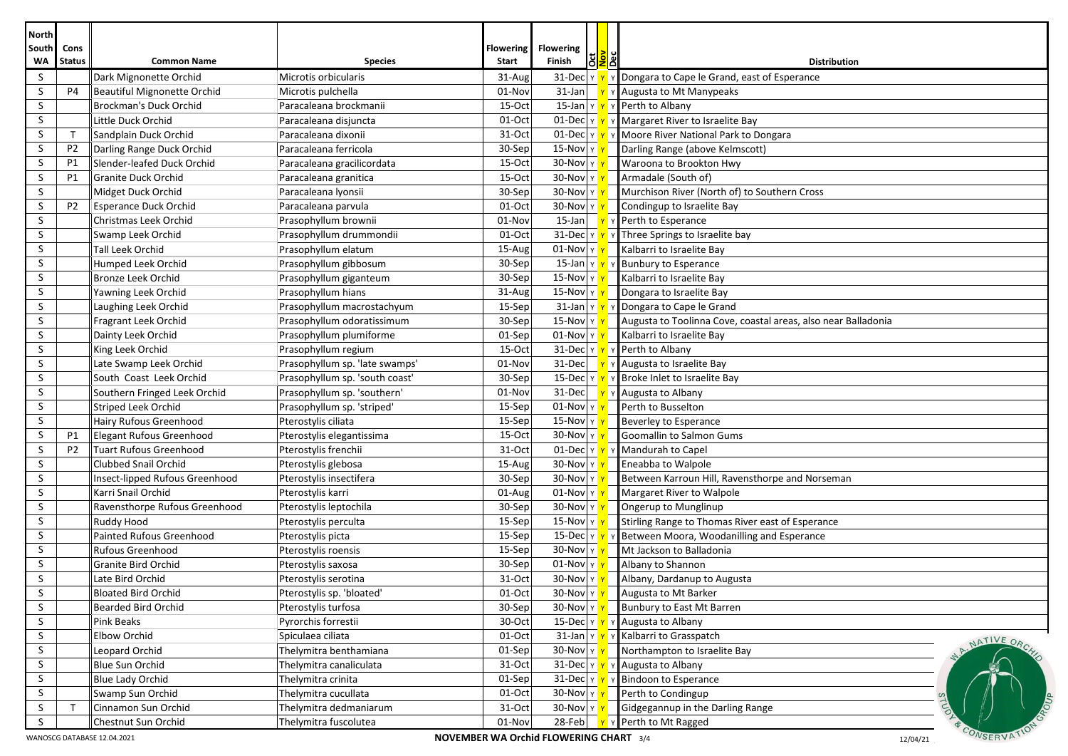| North South WA | Cons Status | Common Name | Species | Flowering Start | Flowering Finish | Oct | Nov | Dec | Distribution |
|---|---|---|---|---|---|---|---|---|---|
| S | | Dark Mignonette Orchid | Microtis orbicularis | 31-Aug | 31-Dec | Y | Y | Y | Dongara to Cape le Grand, east of Esperance |
| S | P4 | Beautiful Mignonette Orchid | Microtis pulchella | 01-Nov | 31-Jan | | Y | Y | Augusta to Mt Manypeaks |
| S | | Brockman's Duck Orchid | Paracaleana brockmanii | 15-Oct | 15-Jan | Y | Y | Y | Perth to Albany |
| S | | Little Duck Orchid | Paracaleana disjuncta | 01-Oct | 01-Dec | Y | Y | Y | Margaret River to Israelite Bay |
| S | T | Sandplain Duck Orchid | Paracaleana dixonii | 31-Oct | 01-Dec | Y | Y | Y | Moore River National Park to Dongara |
| S | P2 | Darling Range Duck Orchid | Paracaleana ferricola | 30-Sep | 15-Nov | Y | Y | | Darling Range (above Kelmscott) |
| S | P1 | Slender-leafed Duck Orchid | Paracaleana gracilicordata | 15-Oct | 30-Nov | Y | Y | | Waroona to Brookton Hwy |
| S | P1 | Granite Duck Orchid | Paracaleana granitica | 15-Oct | 30-Nov | Y | Y | | Armadale (South of) |
| S | | Midget Duck Orchid | Paracaleana lyonsii | 30-Sep | 30-Nov | Y | Y | | Murchison River (North of) to Southern Cross |
| S | P2 | Esperance Duck Orchid | Paracaleana parvula | 01-Oct | 30-Nov | Y | Y | | Condingup to Israelite Bay |
| S | | Christmas Leek Orchid | Prasophyllum brownii | 01-Nov | 15-Jan | | Y | Y | Perth to Esperance |
| S | | Swamp Leek Orchid | Prasophyllum drummondii | 01-Oct | 31-Dec | Y | Y | Y | Three Springs to Israelite bay |
| S | | Tall Leek Orchid | Prasophyllum elatum | 15-Aug | 01-Nov | Y | Y | | Kalbarri to Israelite Bay |
| S | | Humped Leek Orchid | Prasophyllum gibbosum | 30-Sep | 15-Jan | Y | Y | Y | Bunbury to Esperance |
| S | | Bronze Leek Orchid | Prasophyllum giganteum | 30-Sep | 15-Nov | Y | Y | | Kalbarri to Israelite Bay |
| S | | Yawning Leek Orchid | Prasophyllum hians | 31-Aug | 15-Nov | Y | Y | | Dongara to Israelite Bay |
| S | | Laughing Leek Orchid | Prasophyllum macrostachyum | 15-Sep | 31-Jan | Y | Y | Y | Dongara to Cape le Grand |
| S | | Fragrant Leek Orchid | Prasophyllum odoratissimum | 30-Sep | 15-Nov | Y | Y | | Augusta to Toolinna Cove, coastal areas, also near Balladonia |
| S | | Dainty Leek Orchid | Prasophyllum plumiforme | 01-Sep | 01-Nov | Y | Y | | Kalbarri to Israelite Bay |
| S | | King Leek Orchid | Prasophyllum regium | 15-Oct | 31-Dec | Y | Y | Y | Perth to Albany |
| S | | Late Swamp Leek Orchid | Prasophyllum sp. 'late swamps' | 01-Nov | 31-Dec | | Y | Y | Augusta to Israelite Bay |
| S | | South Coast Leek Orchid | Prasophyllum sp. 'south coast' | 30-Sep | 15-Dec | Y | Y | Y | Broke Inlet to Israelite Bay |
| S | | Southern Fringed Leek Orchid | Prasophyllum sp. 'southern' | 01-Nov | 31-Dec | | Y | Y | Augusta to Albany |
| S | | Striped Leek Orchid | Prasophyllum sp. 'striped' | 15-Sep | 01-Nov | Y | Y | | Perth to Busselton |
| S | | Hairy Rufous Greenhood | Pterostylis ciliata | 15-Sep | 15-Nov | Y | Y | | Beverley to Esperance |
| S | P1 | Elegant Rufous Greenhood | Pterostylis elegantissima | 15-Oct | 30-Nov | Y | Y | | Goomallin to Salmon Gums |
| S | P2 | Tuart Rufous Greenhood | Pterostylis frenchii | 31-Oct | 01-Dec | Y | Y | Y | Mandurah to Capel |
| S | | Clubbed Snail Orchid | Pterostylis glebosa | 15-Aug | 30-Nov | Y | Y | | Eneabba to Walpole |
| S | | Insect-lipped Rufous Greenhood | Pterostylis insectifera | 30-Sep | 30-Nov | Y | Y | | Between Karroun Hill, Ravensthorpe and Norseman |
| S | | Karri Snail Orchid | Pterostylis karri | 01-Aug | 01-Nov | Y | Y | | Margaret River to Walpole |
| S | | Ravensthorpe Rufous Greenhood | Pterostylis leptochila | 30-Sep | 30-Nov | Y | Y | | Ongerup to Munglinup |
| S | | Ruddy Hood | Pterostylis perculta | 15-Sep | 15-Nov | Y | Y | | Stirling Range to Thomas River east of Esperance |
| S | | Painted Rufous Greenhood | Pterostylis picta | 15-Sep | 15-Dec | Y | Y | Y | Between Moora, Woodanilling and Esperance |
| S | | Rufous Greenhood | Pterostylis roensis | 15-Sep | 30-Nov | Y | Y | | Mt Jackson to Balladonia |
| S | | Granite Bird Orchid | Pterostylis saxosa | 30-Sep | 01-Nov | Y | Y | | Albany to Shannon |
| S | | Late Bird Orchid | Pterostylis serotina | 31-Oct | 30-Nov | Y | Y | | Albany, Dardanup to Augusta |
| S | | Bloated Bird Orchid | Pterostylis sp. 'bloated' | 01-Oct | 30-Nov | Y | Y | | Augusta to Mt Barker |
| S | | Bearded Bird Orchid | Pterostylis turfosa | 30-Sep | 30-Nov | Y | Y | | Bunbury to East Mt Barren |
| S | | Pink Beaks | Pyrorchis forrestii | 30-Oct | 15-Dec | Y | Y | Y | Augusta to Albany |
| S | | Elbow Orchid | Spiculaea ciliata | 01-Oct | 31-Jan | Y | Y | Y | Kalbarri to Grasspatch |
| S | | Leopard Orchid | Thelymitra benthamiana | 01-Sep | 30-Nov | Y | Y | | Northampton to Israelite Bay |
| S | | Blue Sun Orchid | Thelymitra canaliculata | 31-Oct | 31-Dec | Y | Y | Y | Augusta to Albany |
| S | | Blue Lady Orchid | Thelymitra crinita | 01-Sep | 31-Dec | Y | Y | Y | Bindoon to Esperance |
| S | | Swamp Sun Orchid | Thelymitra cucullata | 01-Oct | 30-Nov | Y | Y | | Perth to Condingup |
| S | T | Cinnamon Sun Orchid | Thelymitra dedmaniarum | 31-Oct | 30-Nov | Y | Y | | Gidgegannup in the Darling Range |
| S | | Chestnut Sun Orchid | Thelymitra fuscolutea | 01-Nov | 28-Feb | | Y | Y | Perth to Mt Ragged |

WANOSCG DATABASE 12.04.2021 — **NOVEMBER WA Orchid FLOWERING CHART** — 12/04/21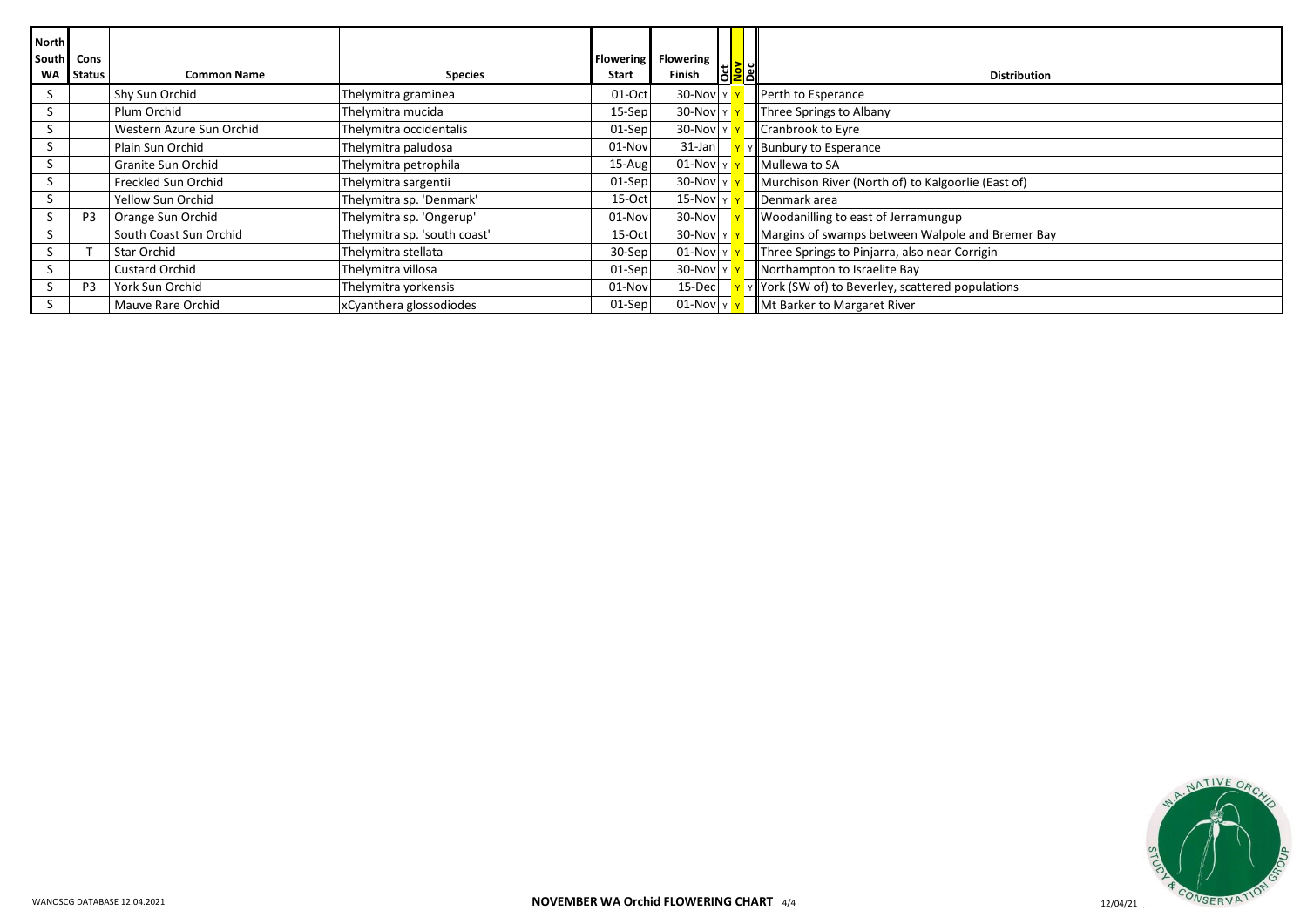| North South WA | Cons Status | Common Name | Species | Flowering Start | Flowering Finish | Oct | Nov | Dec | Distribution |
|---|---|---|---|---|---|---|---|---|---|
| S | | Shy Sun Orchid | Thelymitra graminea | 01-Oct | 30-Nov | Y | Y | | Perth to Esperance |
| S | | Plum Orchid | Thelymitra mucida | 15-Sep | 30-Nov | Y | Y | | Three Springs to Albany |
| S | | Western Azure Sun Orchid | Thelymitra occidentalis | 01-Sep | 30-Nov | Y | Y | | Cranbrook to Eyre |
| S | | Plain Sun Orchid | Thelymitra paludosa | 01-Nov | 31-Jan | | Y | Y | Bunbury to Esperance |
| S | | Granite Sun Orchid | Thelymitra petrophila | 15-Aug | 01-Nov | Y | Y | | Mullewa to SA |
| S | | Freckled Sun Orchid | Thelymitra sargentii | 01-Sep | 30-Nov | Y | Y | | Murchison River (North of) to Kalgoorlie (East of) |
| S | | Yellow Sun Orchid | Thelymitra sp. 'Denmark' | 15-Oct | 15-Nov | Y | Y | | Denmark area |
| S | P3 | Orange Sun Orchid | Thelymitra sp. 'Ongerup' | 01-Nov | 30-Nov | | Y | | Woodanilling to east of Jerramungup |
| S | | South Coast Sun Orchid | Thelymitra sp. 'south coast' | 15-Oct | 30-Nov | Y | Y | | Margins of swamps between Walpole and Bremer Bay |
| S | T | Star Orchid | Thelymitra stellata | 30-Sep | 01-Nov | Y | Y | | Three Springs to Pinjarra, also near Corrigin |
| S | | Custard Orchid | Thelymitra villosa | 01-Sep | 30-Nov | Y | Y | | Northampton to Israelite Bay |
| S | P3 | York Sun Orchid | Thelymitra yorkensis | 01-Nov | 15-Dec | | Y | Y | York (SW of) to Beverley, scattered populations |
| S | | Mauve Rare Orchid | xCyanthera glossodiodes | 01-Sep | 01-Nov | Y | Y | | Mt Barker to Margaret River |

WANOSCG DATABASE 12.04.2021

**NOVEMBER WA Orchid FLOWERING CHART**

12/04/21